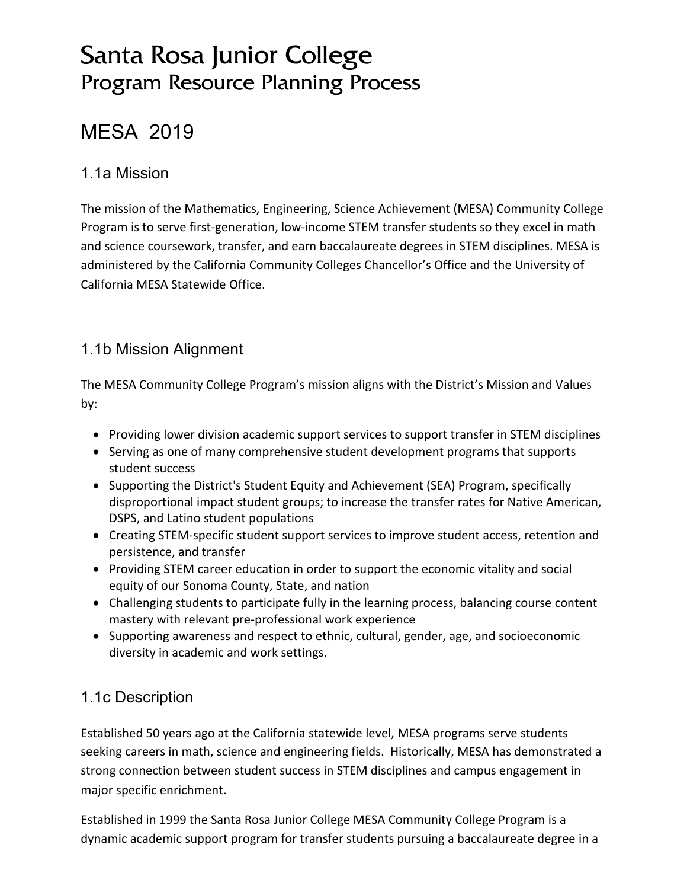# Santa Rosa Junior College
## Program Resource Planning Process

# MESA 2019

### 1.1a Mission

The mission of the Mathematics, Engineering, Science Achievement (MESA) Community College Program is to serve first-generation, low-income STEM transfer students so they excel in math and science coursework, transfer, and earn baccalaureate degrees in STEM disciplines. MESA is administered by the California Community Colleges Chancellor's Office and the University of California MESA Statewide Office.

### 1.1b Mission Alignment

The MESA Community College Program's mission aligns with the District's Mission and Values by:

- Providing lower division academic support services to support transfer in STEM disciplines
- Serving as one of many comprehensive student development programs that supports student success
- Supporting the District's Student Equity and Achievement (SEA) Program, specifically disproportional impact student groups; to increase the transfer rates for Native American, DSPS, and Latino student populations
- Creating STEM-specific student support services to improve student access, retention and persistence, and transfer
- Providing STEM career education in order to support the economic vitality and social equity of our Sonoma County, State, and nation
- Challenging students to participate fully in the learning process, balancing course content mastery with relevant pre-professional work experience
- Supporting awareness and respect to ethnic, cultural, gender, age, and socioeconomic diversity in academic and work settings.

### 1.1c Description

Established 50 years ago at the California statewide level, MESA programs serve students seeking careers in math, science and engineering fields. Historically, MESA has demonstrated a strong connection between student success in STEM disciplines and campus engagement in major specific enrichment.

Established in 1999 the Santa Rosa Junior College MESA Community College Program is a dynamic academic support program for transfer students pursuing a baccalaureate degree in a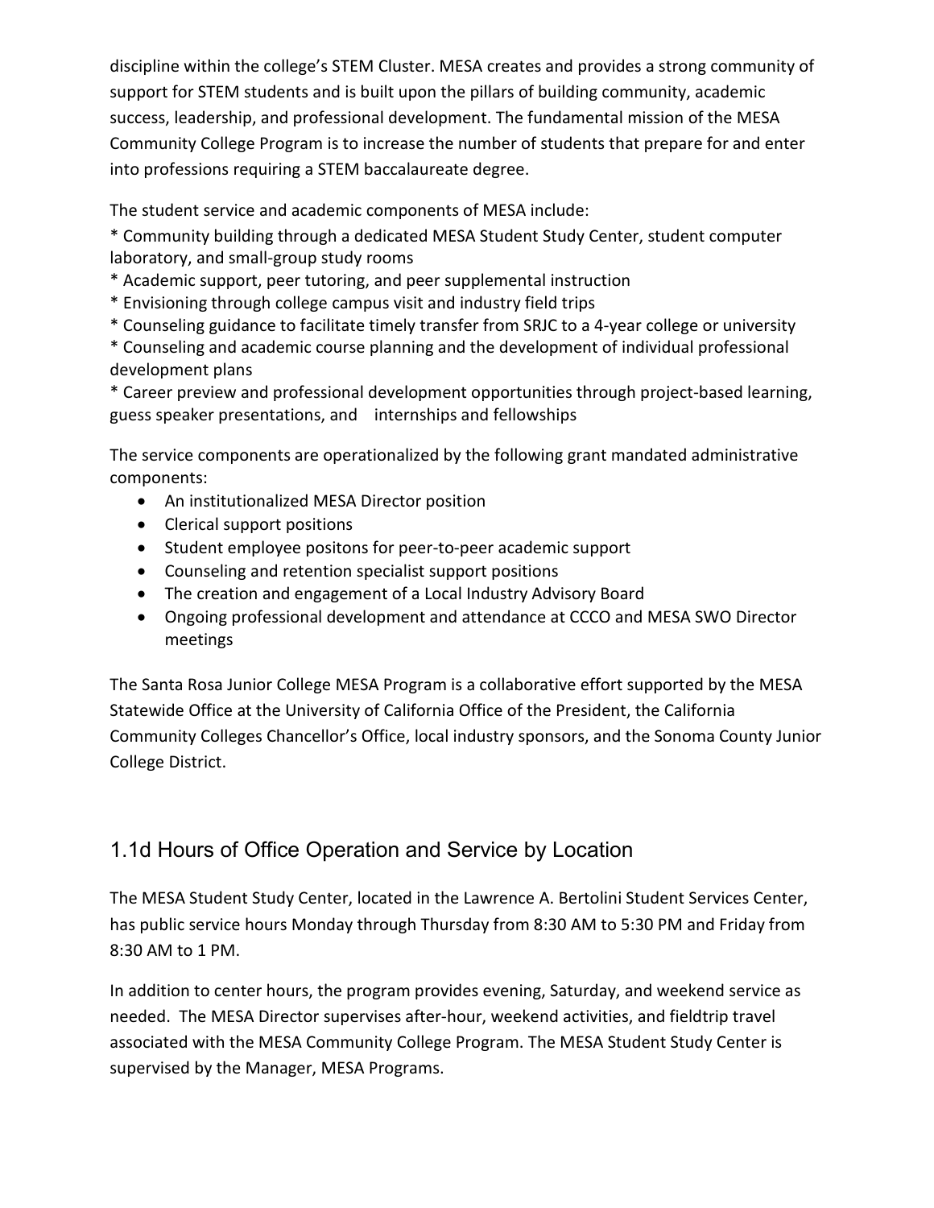discipline within the college's STEM Cluster. MESA creates and provides a strong community of support for STEM students and is built upon the pillars of building community, academic success, leadership, and professional development. The fundamental mission of the MESA Community College Program is to increase the number of students that prepare for and enter into professions requiring a STEM baccalaureate degree.

The student service and academic components of MESA include:

* Community building through a dedicated MESA Student Study Center, student computer laboratory, and small-group study rooms
* Academic support, peer tutoring, and peer supplemental instruction
* Envisioning through college campus visit and industry field trips
* Counseling guidance to facilitate timely transfer from SRJC to a 4-year college or university
* Counseling and academic course planning and the development of individual professional development plans
* Career preview and professional development opportunities through project-based learning, guess speaker presentations, and internships and fellowships

The service components are operationalized by the following grant mandated administrative components:

- An institutionalized MESA Director position
- Clerical support positions
- Student employee positons for peer-to-peer academic support
- Counseling and retention specialist support positions
- The creation and engagement of a Local Industry Advisory Board
- Ongoing professional development and attendance at CCCO and MESA SWO Director meetings

The Santa Rosa Junior College MESA Program is a collaborative effort supported by the MESA Statewide Office at the University of California Office of the President, the California Community Colleges Chancellor's Office, local industry sponsors, and the Sonoma County Junior College District.

## 1.1d Hours of Office Operation and Service by Location

The MESA Student Study Center, located in the Lawrence A. Bertolini Student Services Center, has public service hours Monday through Thursday from 8:30 AM to 5:30 PM and Friday from 8:30 AM to 1 PM.

In addition to center hours, the program provides evening, Saturday, and weekend service as needed. The MESA Director supervises after-hour, weekend activities, and fieldtrip travel associated with the MESA Community College Program. The MESA Student Study Center is supervised by the Manager, MESA Programs.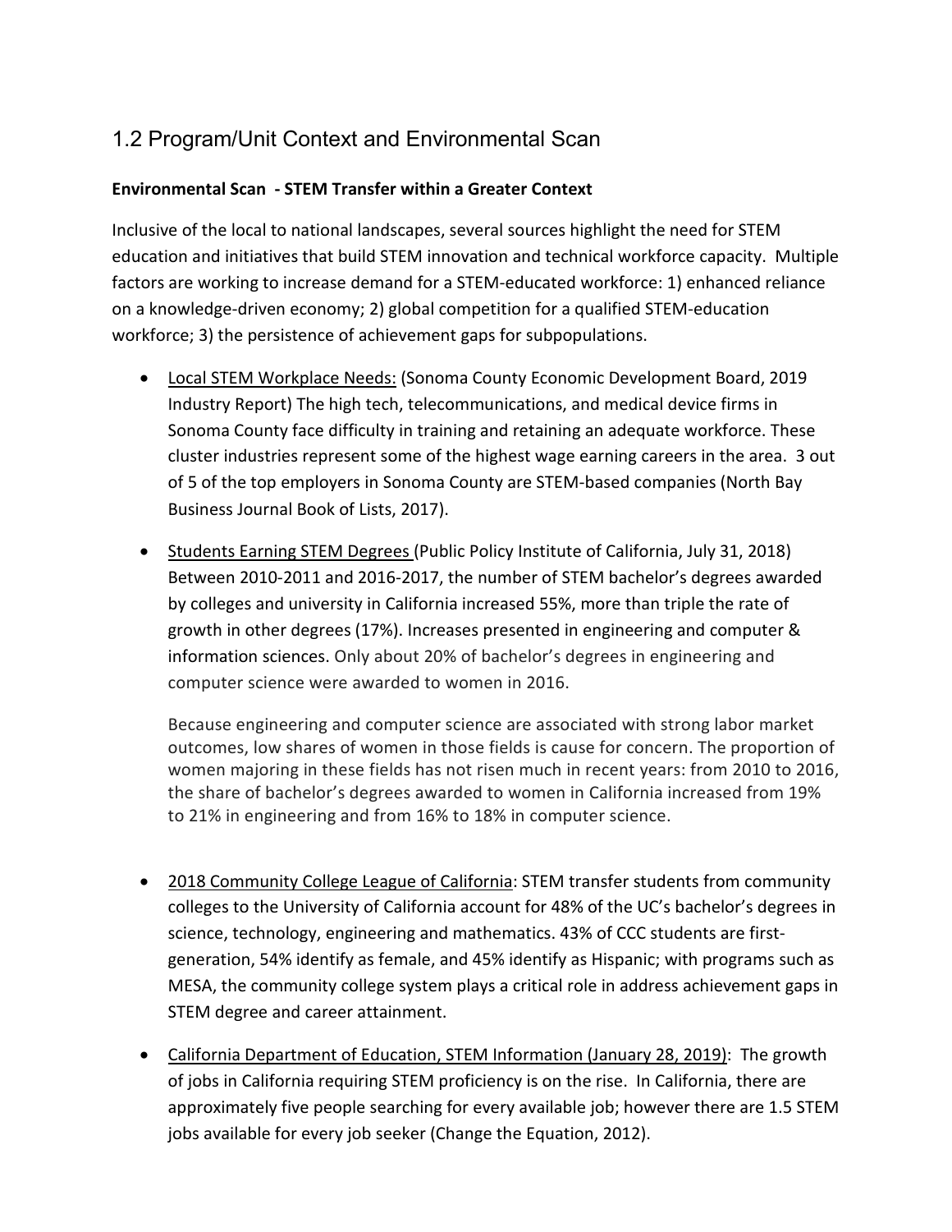## 1.2 Program/Unit Context and Environmental Scan

**Environmental Scan - STEM Transfer within a Greater Context**

Inclusive of the local to national landscapes, several sources highlight the need for STEM education and initiatives that build STEM innovation and technical workforce capacity. Multiple factors are working to increase demand for a STEM-educated workforce: 1) enhanced reliance on a knowledge-driven economy; 2) global competition for a qualified STEM-education workforce; 3) the persistence of achievement gaps for subpopulations.

- Local STEM Workplace Needs: (Sonoma County Economic Development Board, 2019 Industry Report) The high tech, telecommunications, and medical device firms in Sonoma County face difficulty in training and retaining an adequate workforce. These cluster industries represent some of the highest wage earning careers in the area. 3 out of 5 of the top employers in Sonoma County are STEM-based companies (North Bay Business Journal Book of Lists, 2017).
- Students Earning STEM Degrees (Public Policy Institute of California, July 31, 2018) Between 2010-2011 and 2016-2017, the number of STEM bachelor's degrees awarded by colleges and university in California increased 55%, more than triple the rate of growth in other degrees (17%). Increases presented in engineering and computer & information sciences. Only about 20% of bachelor's degrees in engineering and computer science were awarded to women in 2016.

  Because engineering and computer science are associated with strong labor market outcomes, low shares of women in those fields is cause for concern. The proportion of women majoring in these fields has not risen much in recent years: from 2010 to 2016, the share of bachelor's degrees awarded to women in California increased from 19% to 21% in engineering and from 16% to 18% in computer science.

- 2018 Community College League of California: STEM transfer students from community colleges to the University of California account for 48% of the UC's bachelor's degrees in science, technology, engineering and mathematics. 43% of CCC students are first-generation, 54% identify as female, and 45% identify as Hispanic; with programs such as MESA, the community college system plays a critical role in address achievement gaps in STEM degree and career attainment.
- California Department of Education, STEM Information (January 28, 2019): The growth of jobs in California requiring STEM proficiency is on the rise. In California, there are approximately five people searching for every available job; however there are 1.5 STEM jobs available for every job seeker (Change the Equation, 2012).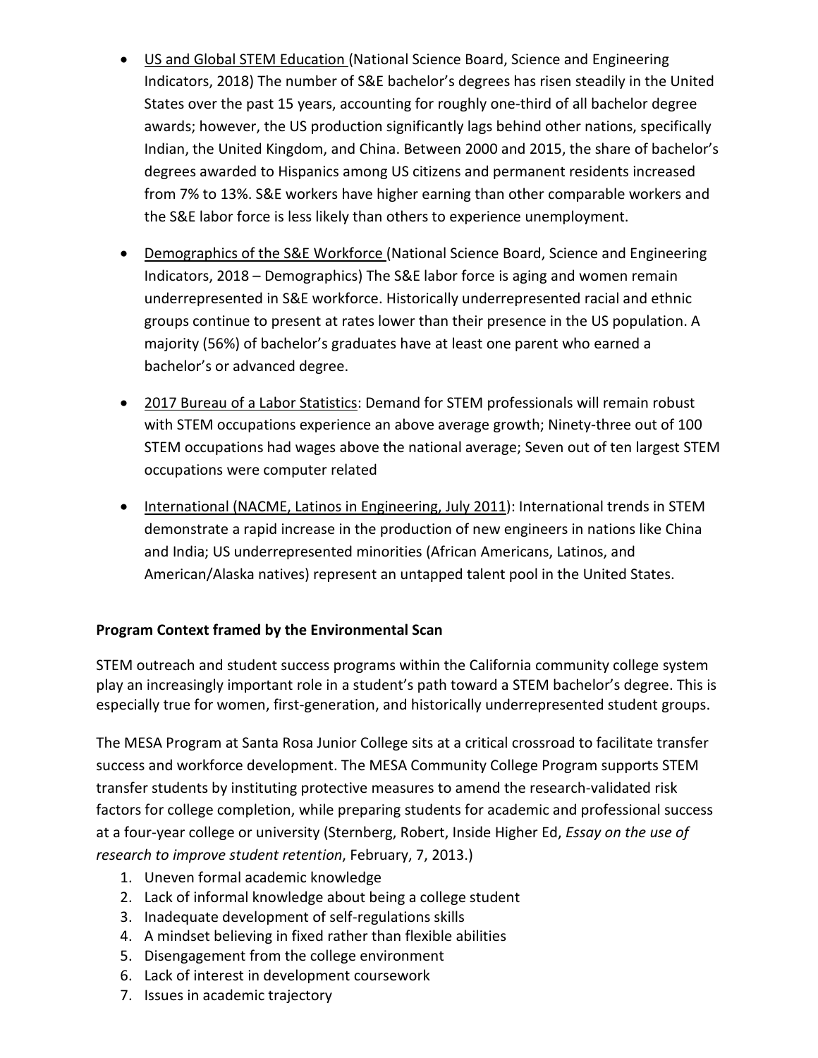- US and Global STEM Education (National Science Board, Science and Engineering Indicators, 2018) The number of S&E bachelor's degrees has risen steadily in the United States over the past 15 years, accounting for roughly one-third of all bachelor degree awards; however, the US production significantly lags behind other nations, specifically Indian, the United Kingdom, and China. Between 2000 and 2015, the share of bachelor's degrees awarded to Hispanics among US citizens and permanent residents increased from 7% to 13%. S&E workers have higher earning than other comparable workers and the S&E labor force is less likely than others to experience unemployment.

- Demographics of the S&E Workforce (National Science Board, Science and Engineering Indicators, 2018 – Demographics) The S&E labor force is aging and women remain underrepresented in S&E workforce. Historically underrepresented racial and ethnic groups continue to present at rates lower than their presence in the US population. A majority (56%) of bachelor's graduates have at least one parent who earned a bachelor's or advanced degree.

- 2017 Bureau of a Labor Statistics: Demand for STEM professionals will remain robust with STEM occupations experience an above average growth; Ninety-three out of 100 STEM occupations had wages above the national average; Seven out of ten largest STEM occupations were computer related

- International (NACME, Latinos in Engineering, July 2011): International trends in STEM demonstrate a rapid increase in the production of new engineers in nations like China and India; US underrepresented minorities (African Americans, Latinos, and American/Alaska natives) represent an untapped talent pool in the United States.

**Program Context framed by the Environmental Scan**

STEM outreach and student success programs within the California community college system play an increasingly important role in a student's path toward a STEM bachelor's degree. This is especially true for women, first-generation, and historically underrepresented student groups.

The MESA Program at Santa Rosa Junior College sits at a critical crossroad to facilitate transfer success and workforce development. The MESA Community College Program supports STEM transfer students by instituting protective measures to amend the research-validated risk factors for college completion, while preparing students for academic and professional success at a four-year college or university (Sternberg, Robert, Inside Higher Ed, *Essay on the use of research to improve student retention*, February, 7, 2013.)

1. Uneven formal academic knowledge
2. Lack of informal knowledge about being a college student
3. Inadequate development of self-regulations skills
4. A mindset believing in fixed rather than flexible abilities
5. Disengagement from the college environment
6. Lack of interest in development coursework
7. Issues in academic trajectory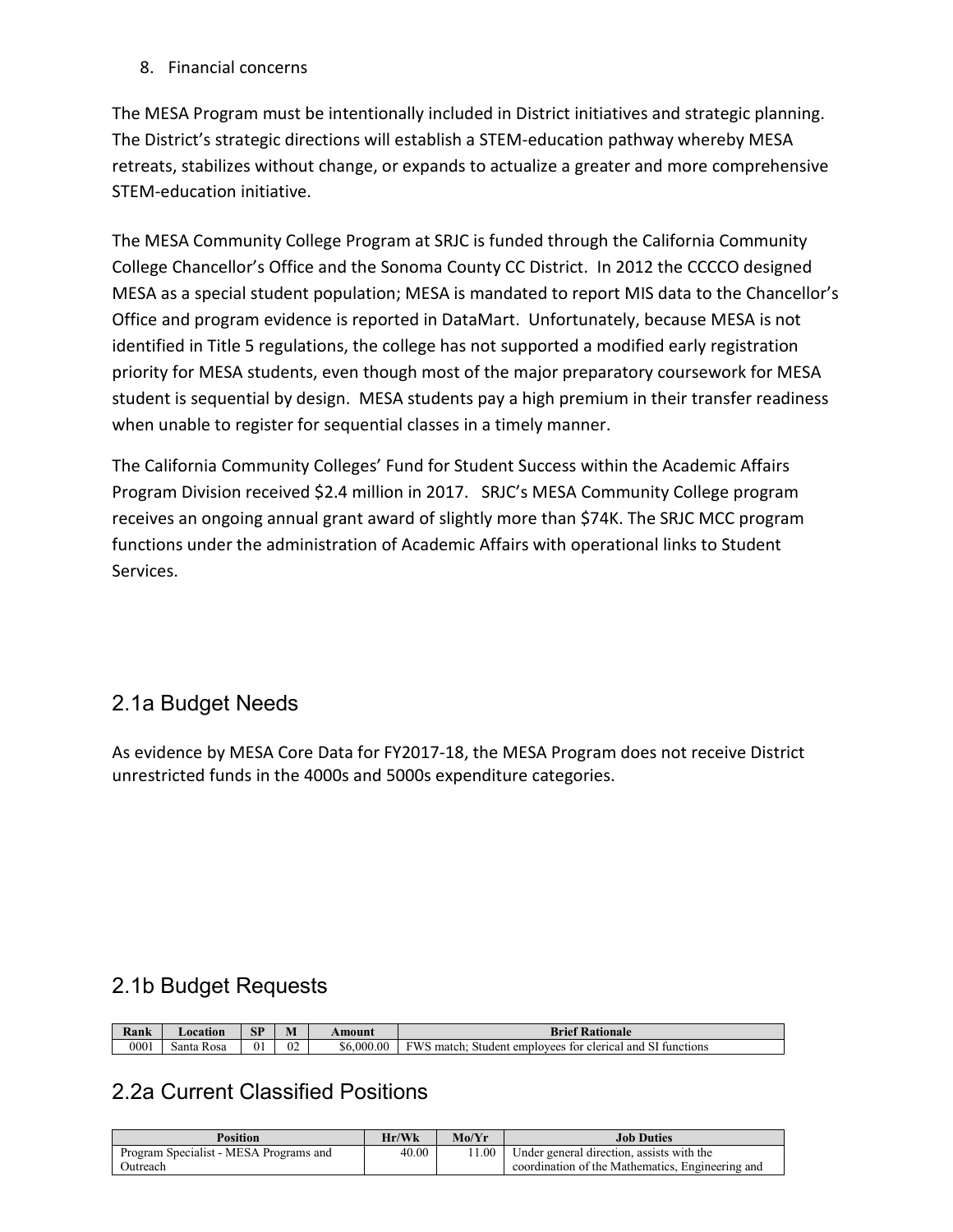8. Financial concerns

The MESA Program must be intentionally included in District initiatives and strategic planning. The District's strategic directions will establish a STEM-education pathway whereby MESA retreats, stabilizes without change, or expands to actualize a greater and more comprehensive STEM-education initiative.

The MESA Community College Program at SRJC is funded through the California Community College Chancellor's Office and the Sonoma County CC District. In 2012 the CCCCO designed MESA as a special student population; MESA is mandated to report MIS data to the Chancellor's Office and program evidence is reported in DataMart. Unfortunately, because MESA is not identified in Title 5 regulations, the college has not supported a modified early registration priority for MESA students, even though most of the major preparatory coursework for MESA student is sequential by design. MESA students pay a high premium in their transfer readiness when unable to register for sequential classes in a timely manner.

The California Community Colleges' Fund for Student Success within the Academic Affairs Program Division received $2.4 million in 2017. SRJC's MESA Community College program receives an ongoing annual grant award of slightly more than $74K. The SRJC MCC program functions under the administration of Academic Affairs with operational links to Student Services.

## 2.1a Budget Needs

As evidence by MESA Core Data for FY2017-18, the MESA Program does not receive District unrestricted funds in the 4000s and 5000s expenditure categories.

## 2.1b Budget Requests

| Rank | Location | SP | M | Amount | Brief Rationale |
|---|---|---|---|---|---|
| 0001 | Santa Rosa | 01 | 02 | $6,000.00 | FWS match; Student employees for clerical and SI functions |

## 2.2a Current Classified Positions

| Position | Hr/Wk | Mo/Yr | Job Duties |
|---|---|---|---|
| Program Specialist - MESA Programs and Outreach | 40.00 | 11.00 | Under general direction, assists with the coordination of the Mathematics, Engineering and |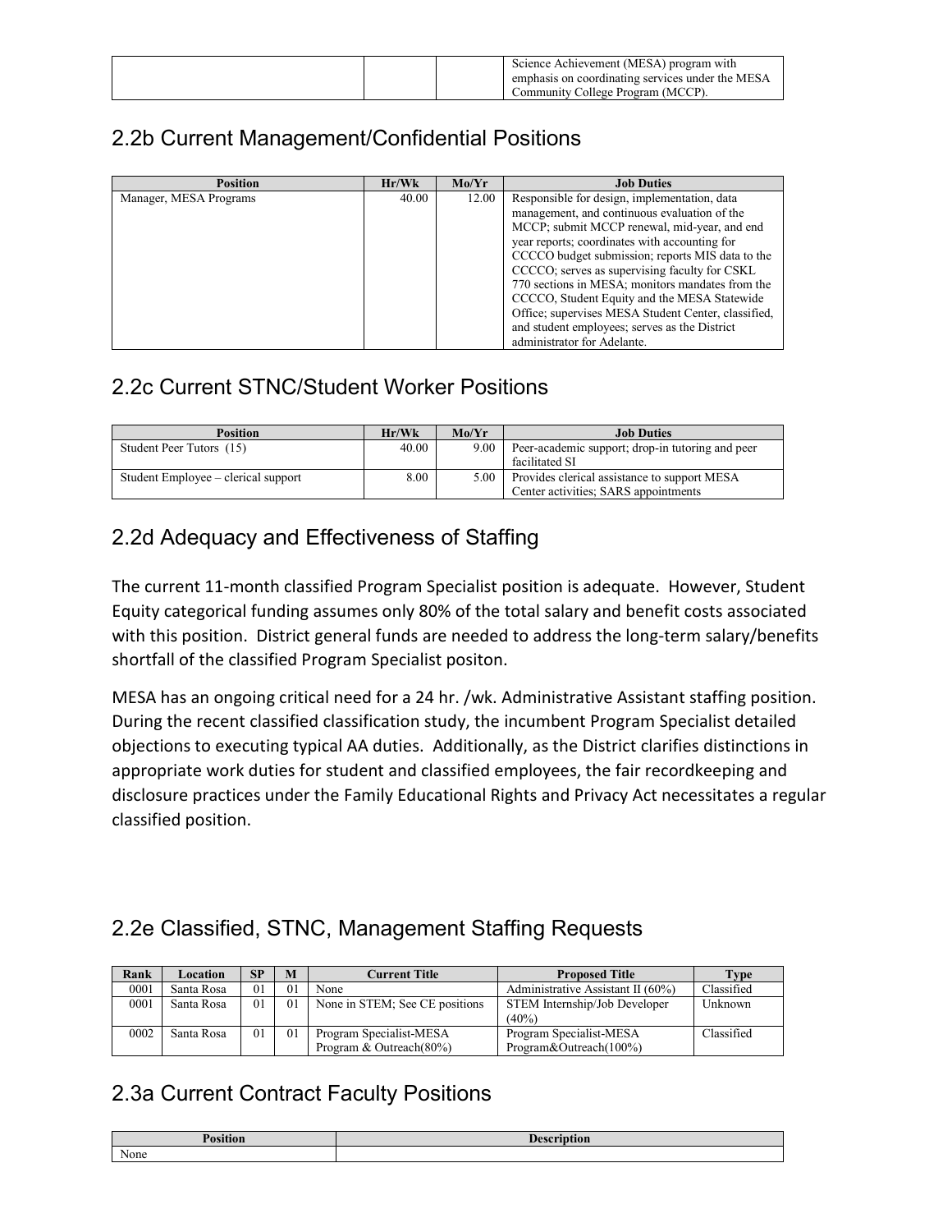| | | | Science Achievement (MESA) program with emphasis on coordinating services under the MESA Community College Program (MCCP). |
|---|---|---|---|

## 2.2b Current Management/Confidential Positions

| Position | Hr/Wk | Mo/Yr | Job Duties |
|---|---|---|---|
| Manager, MESA Programs | 40.00 | 12.00 | Responsible for design, implementation, data management, and continuous evaluation of the MCCP; submit MCCP renewal, mid-year, and end year reports; coordinates with accounting for CCCCO budget submission; reports MIS data to the CCCCO; serves as supervising faculty for CSKL 770 sections in MESA; monitors mandates from the CCCCO, Student Equity and the MESA Statewide Office; supervises MESA Student Center, classified, and student employees; serves as the District administrator for Adelante. |

## 2.2c Current STNC/Student Worker Positions

| Position | Hr/Wk | Mo/Yr | Job Duties |
|---|---|---|---|
| Student Peer Tutors (15) | 40.00 | 9.00 | Peer-academic support; drop-in tutoring and peer facilitated SI |
| Student Employee – clerical support | 8.00 | 5.00 | Provides clerical assistance to support MESA Center activities; SARS appointments |

## 2.2d Adequacy and Effectiveness of Staffing

The current 11-month classified Program Specialist position is adequate. However, Student Equity categorical funding assumes only 80% of the total salary and benefit costs associated with this position. District general funds are needed to address the long-term salary/benefits shortfall of the classified Program Specialist positon.

MESA has an ongoing critical need for a 24 hr. /wk. Administrative Assistant staffing position. During the recent classified classification study, the incumbent Program Specialist detailed objections to executing typical AA duties. Additionally, as the District clarifies distinctions in appropriate work duties for student and classified employees, the fair recordkeeping and disclosure practices under the Family Educational Rights and Privacy Act necessitates a regular classified position.

## 2.2e Classified, STNC, Management Staffing Requests

| Rank | Location | SP | M | Current Title | Proposed Title | Type |
|---|---|---|---|---|---|---|
| 0001 | Santa Rosa | 01 | 01 | None | Administrative Assistant II (60%) | Classified |
| 0001 | Santa Rosa | 01 | 01 | None in STEM; See CE positions | STEM Internship/Job Developer (40%) | Unknown |
| 0002 | Santa Rosa | 01 | 01 | Program Specialist-MESA Program & Outreach(80%) | Program Specialist-MESA Program&Outreach(100%) | Classified |

## 2.3a Current Contract Faculty Positions

| Position | Description |
|---|---|
| None | |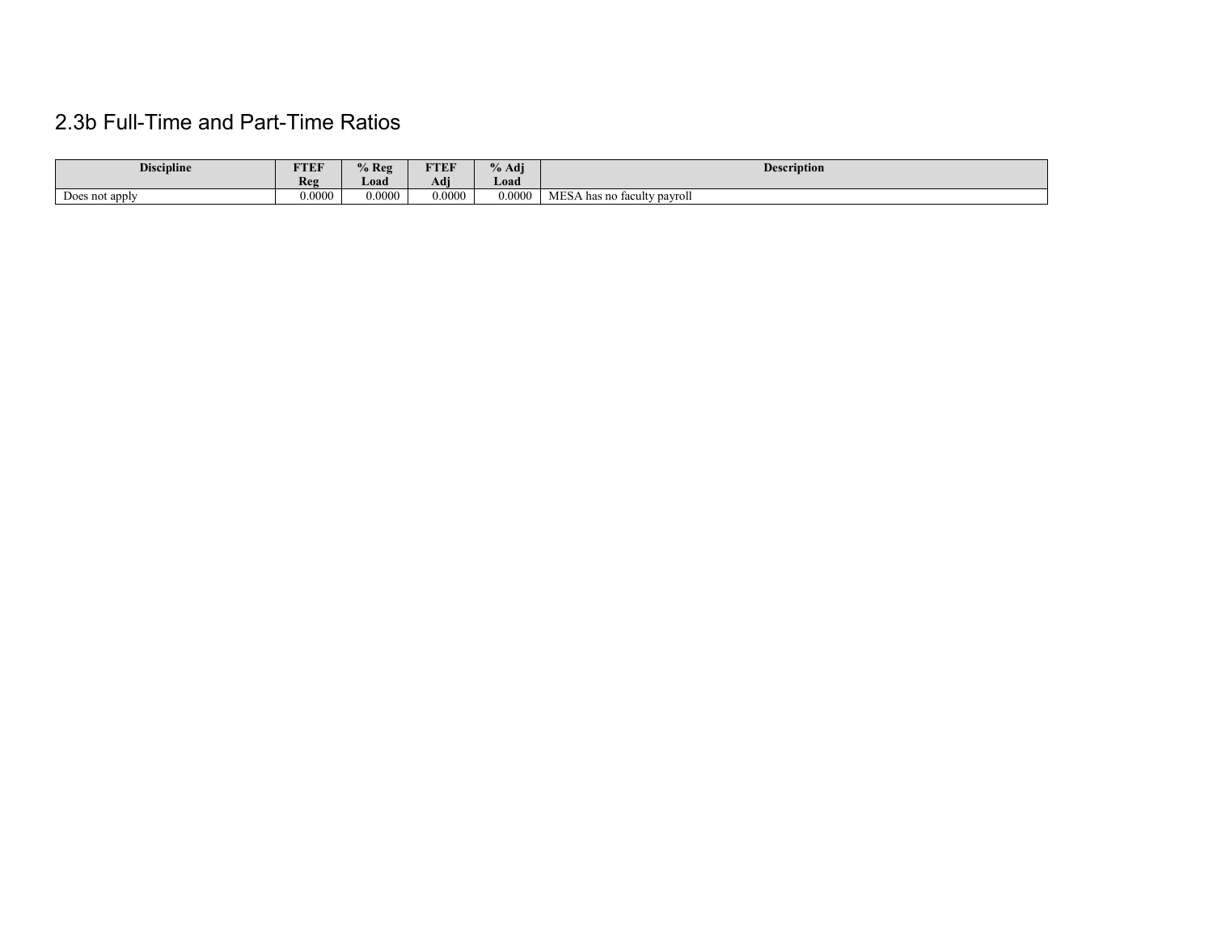## 2.3b Full-Time and Part-Time Ratios

| Discipline | FTEF Reg | % Reg Load | FTEF Adj | % Adj Load | Description |
|---|---|---|---|---|---|
| Does not apply | 0.0000 | 0.0000 | 0.0000 | 0.0000 | MESA has no faculty payroll |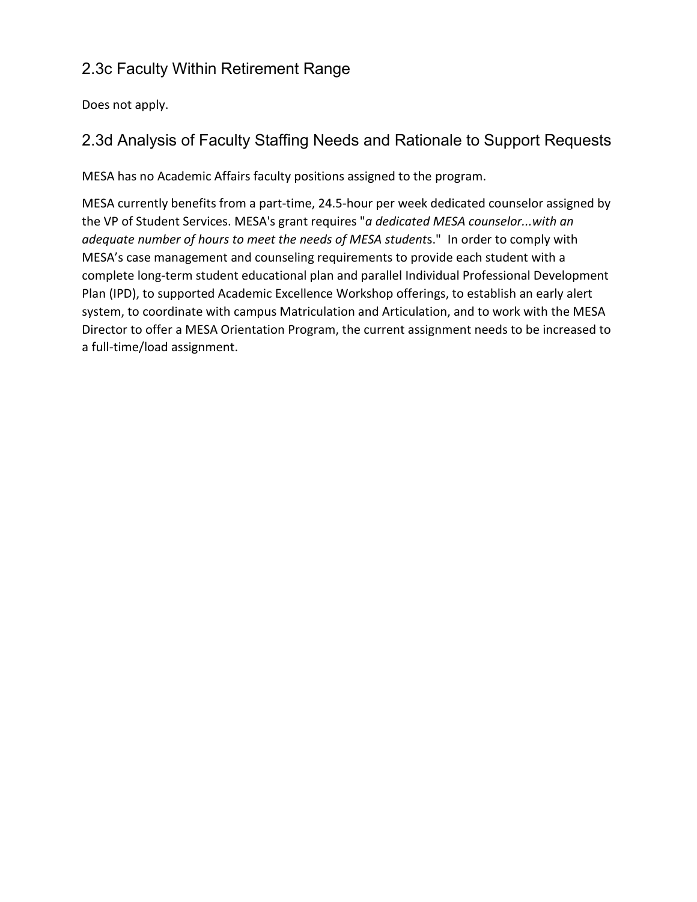## 2.3c Faculty Within Retirement Range

Does not apply.

## 2.3d Analysis of Faculty Staffing Needs and Rationale to Support Requests

MESA has no Academic Affairs faculty positions assigned to the program.

MESA currently benefits from a part-time, 24.5-hour per week dedicated counselor assigned by the VP of Student Services. MESA's grant requires "*a dedicated MESA counselor...with an adequate number of hours to meet the needs of MESA student*s." In order to comply with MESA's case management and counseling requirements to provide each student with a complete long-term student educational plan and parallel Individual Professional Development Plan (IPD), to supported Academic Excellence Workshop offerings, to establish an early alert system, to coordinate with campus Matriculation and Articulation, and to work with the MESA Director to offer a MESA Orientation Program, the current assignment needs to be increased to a full-time/load assignment.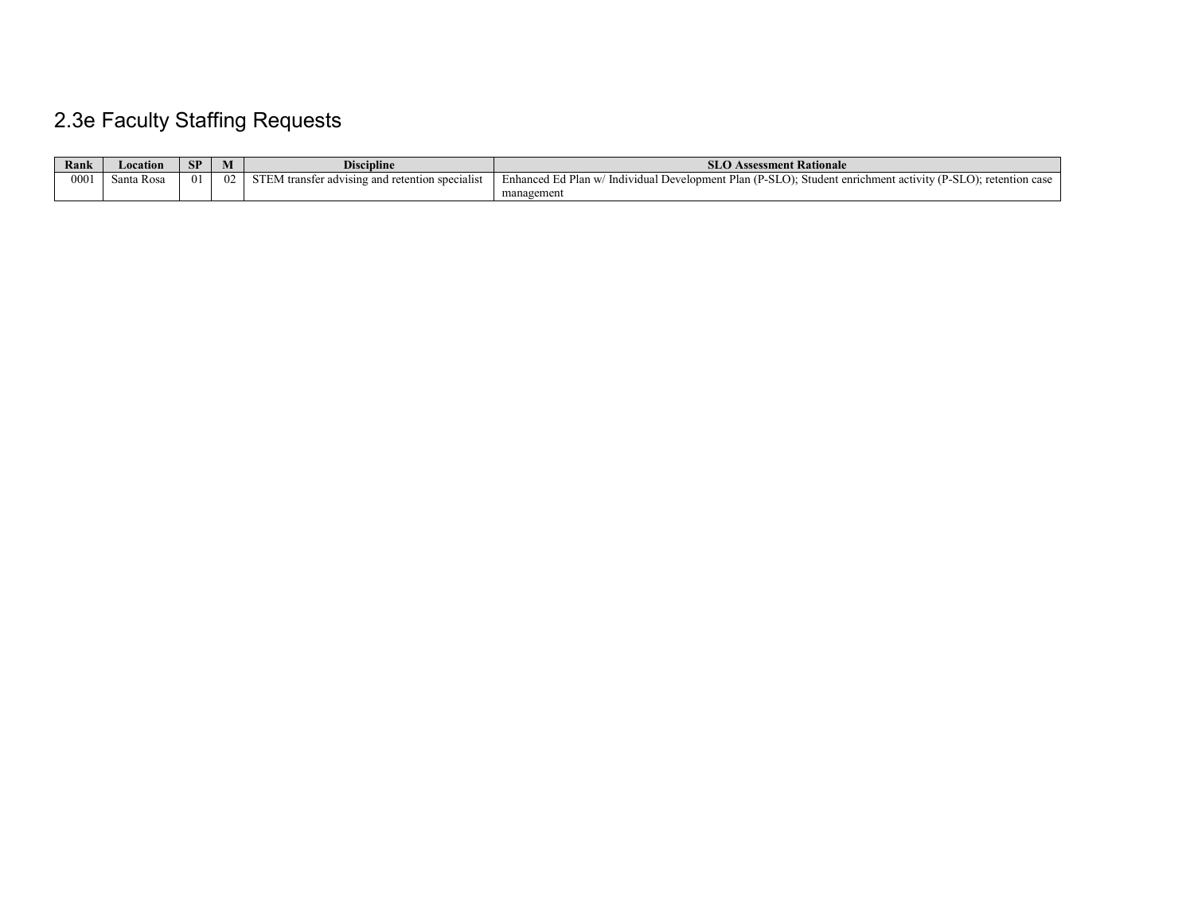## 2.3e Faculty Staffing Requests

| Rank | Location | SP | M | Discipline | SLO Assessment Rationale |
|---|---|---|---|---|---|
| 0001 | Santa Rosa | 01 | 02 | STEM transfer advising and retention specialist | Enhanced Ed Plan w/ Individual Development Plan (P-SLO); Student enrichment activity (P-SLO); retention case management |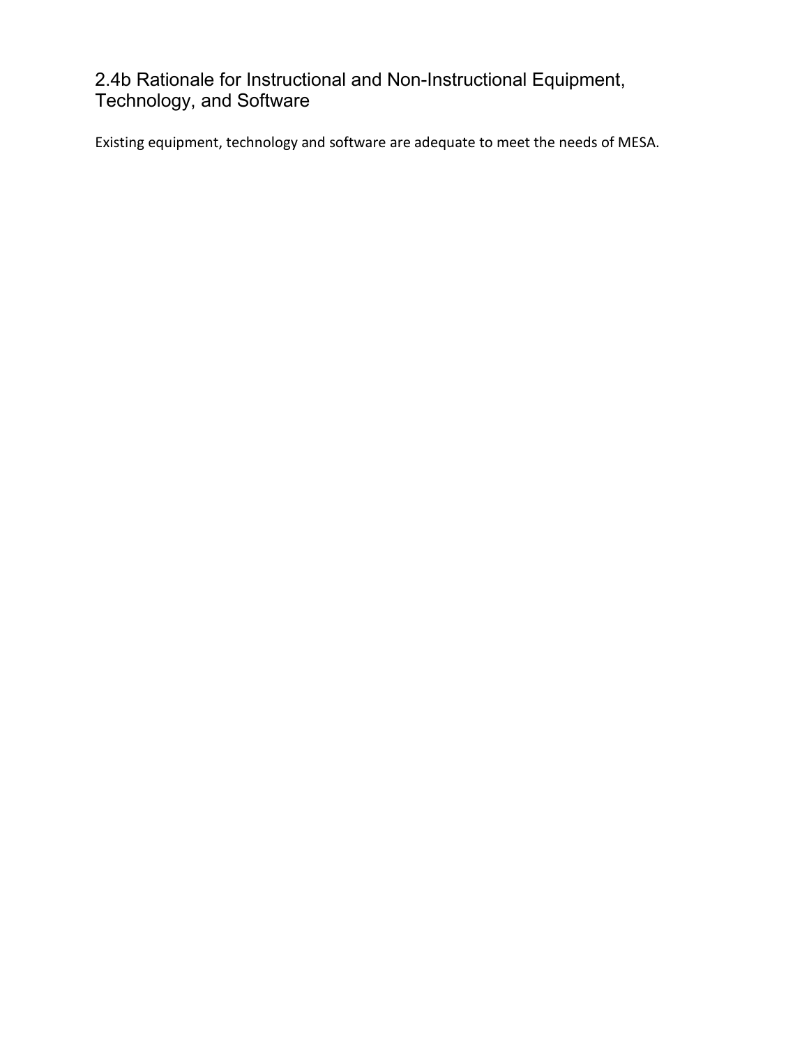## 2.4b Rationale for Instructional and Non-Instructional Equipment, Technology, and Software

Existing equipment, technology and software are adequate to meet the needs of MESA.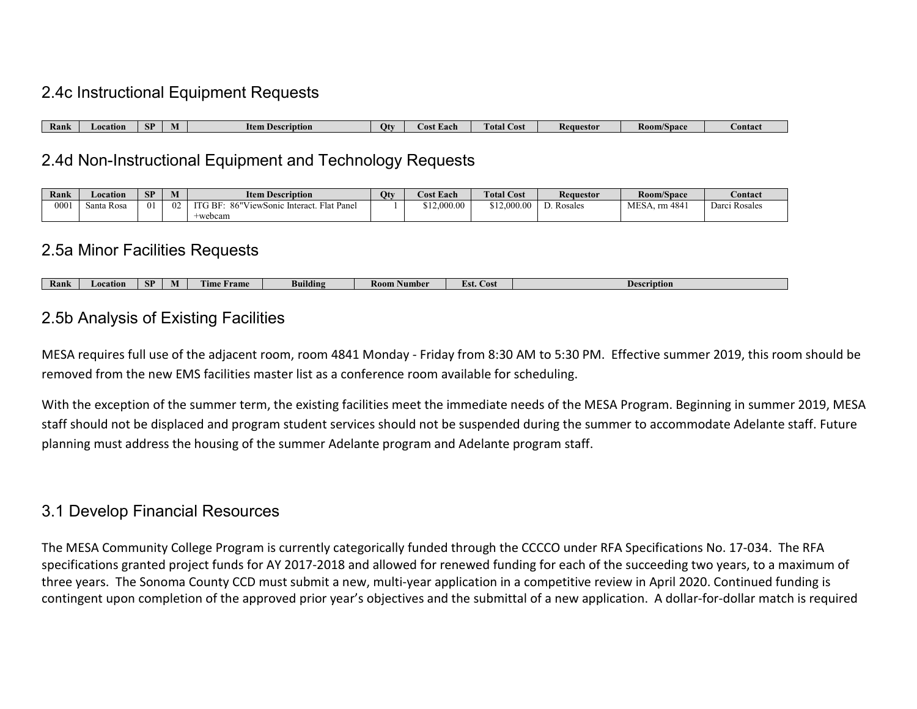## 2.4c Instructional Equipment Requests

| Rank | Location | SP | M | Item Description | Qty | Cost Each | Total Cost | Requestor | Room/Space | Contact |
|---|---|---|---|---|---|---|---|---|---|---|

## 2.4d Non-Instructional Equipment and Technology Requests

| Rank | Location | SP | M | Item Description | Qty | Cost Each | Total Cost | Requestor | Room/Space | Contact |
|---|---|---|---|---|---|---|---|---|---|---|
| 0001 | Santa Rosa | 01 | 02 | ITG BF: 86"ViewSonic Interact. Flat Panel +webcam | 1 | $12,000.00 | $12,000.00 | D. Rosales | MESA, rm 4841 | Darci Rosales |

## 2.5a Minor Facilities Requests

| Rank | Location | SP | M | Time Frame | Building | Room Number | Est. Cost | Description |
|---|---|---|---|---|---|---|---|---|

## 2.5b Analysis of Existing Facilities

MESA requires full use of the adjacent room, room 4841 Monday - Friday from 8:30 AM to 5:30 PM. Effective summer 2019, this room should be removed from the new EMS facilities master list as a conference room available for scheduling.

With the exception of the summer term, the existing facilities meet the immediate needs of the MESA Program. Beginning in summer 2019, MESA staff should not be displaced and program student services should not be suspended during the summer to accommodate Adelante staff. Future planning must address the housing of the summer Adelante program and Adelante program staff.

## 3.1 Develop Financial Resources

The MESA Community College Program is currently categorically funded through the CCCCO under RFA Specifications No. 17-034. The RFA specifications granted project funds for AY 2017-2018 and allowed for renewed funding for each of the succeeding two years, to a maximum of three years. The Sonoma County CCD must submit a new, multi-year application in a competitive review in April 2020. Continued funding is contingent upon completion of the approved prior year's objectives and the submittal of a new application. A dollar-for-dollar match is required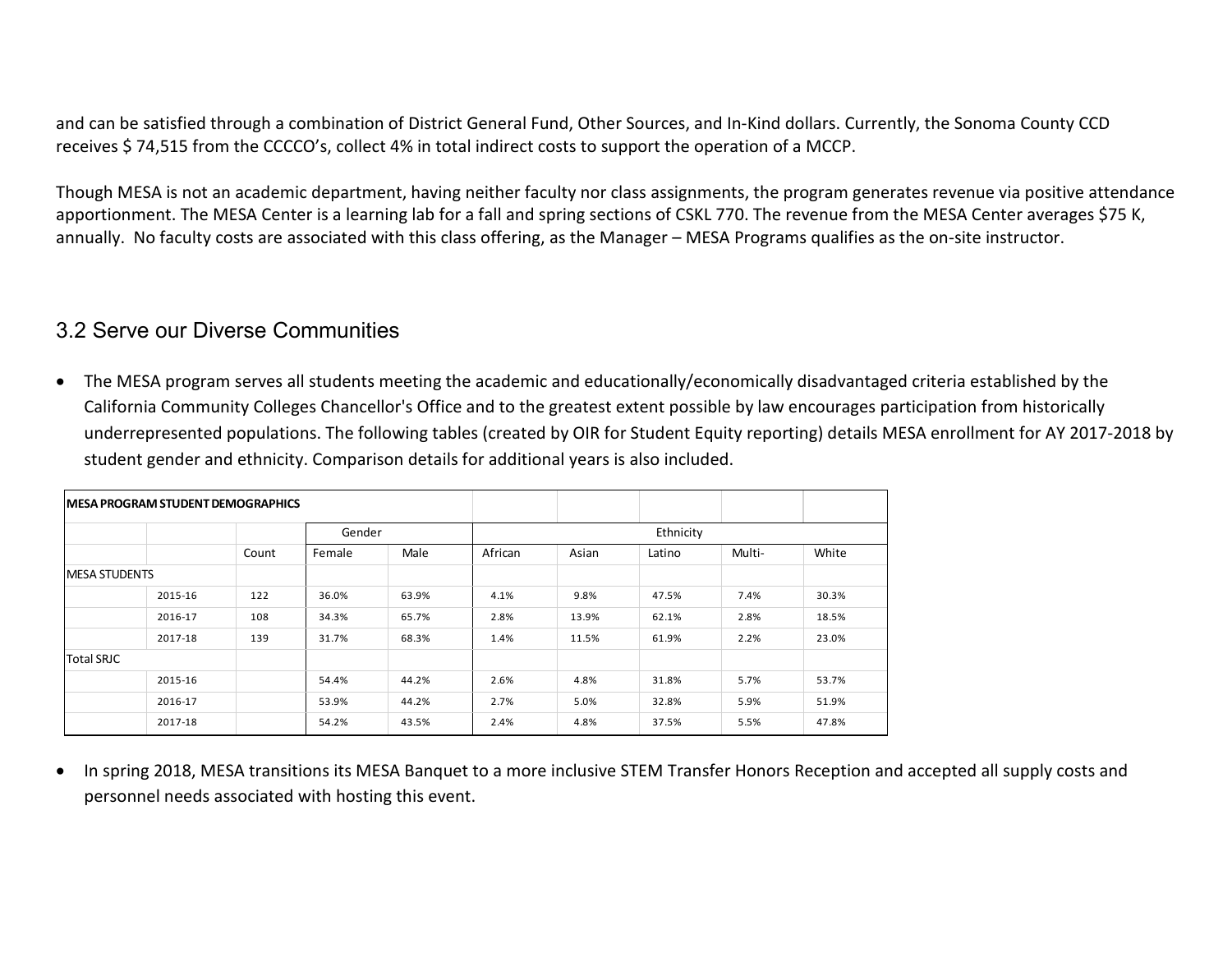and can be satisfied through a combination of District General Fund, Other Sources, and In-Kind dollars. Currently, the Sonoma County CCD receives $ 74,515 from the CCCCO's, collect 4% in total indirect costs to support the operation of a MCCP.

Though MESA is not an academic department, having neither faculty nor class assignments, the program generates revenue via positive attendance apportionment. The MESA Center is a learning lab for a fall and spring sections of CSKL 770. The revenue from the MESA Center averages $75 K, annually. No faculty costs are associated with this class offering, as the Manager – MESA Programs qualifies as the on-site instructor.

## 3.2 Serve our Diverse Communities

- The MESA program serves all students meeting the academic and educationally/economically disadvantaged criteria established by the California Community Colleges Chancellor's Office and to the greatest extent possible by law encourages participation from historically underrepresented populations. The following tables (created by OIR for Student Equity reporting) details MESA enrollment for AY 2017-2018 by student gender and ethnicity. Comparison details for additional years is also included.

| **MESA PROGRAM STUDENT DEMOGRAPHICS** | | | | | | | | | |
|---|---|---|---|---|---|---|---|---|---|
| | | | Gender | | Ethnicity | | | | |
| | | Count | Female | Male | African | Asian | Latino | Multi- | White |
| MESA STUDENTS | | | | | | | | | |
| | 2015-16 | 122 | 36.0% | 63.9% | 4.1% | 9.8% | 47.5% | 7.4% | 30.3% |
| | 2016-17 | 108 | 34.3% | 65.7% | 2.8% | 13.9% | 62.1% | 2.8% | 18.5% |
| | 2017-18 | 139 | 31.7% | 68.3% | 1.4% | 11.5% | 61.9% | 2.2% | 23.0% |
| Total SRJC | | | | | | | | | |
| | 2015-16 | | 54.4% | 44.2% | 2.6% | 4.8% | 31.8% | 5.7% | 53.7% |
| | 2016-17 | | 53.9% | 44.2% | 2.7% | 5.0% | 32.8% | 5.9% | 51.9% |
| | 2017-18 | | 54.2% | 43.5% | 2.4% | 4.8% | 37.5% | 5.5% | 47.8% |

- In spring 2018, MESA transitions its MESA Banquet to a more inclusive STEM Transfer Honors Reception and accepted all supply costs and personnel needs associated with hosting this event.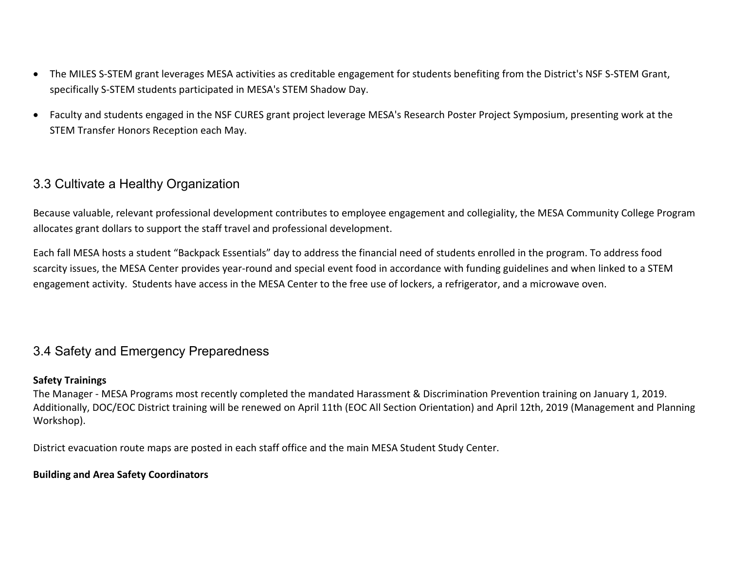- The MILES S-STEM grant leverages MESA activities as creditable engagement for students benefiting from the District's NSF S-STEM Grant, specifically S-STEM students participated in MESA's STEM Shadow Day.
- Faculty and students engaged in the NSF CURES grant project leverage MESA's Research Poster Project Symposium, presenting work at the STEM Transfer Honors Reception each May.

## 3.3 Cultivate a Healthy Organization

Because valuable, relevant professional development contributes to employee engagement and collegiality, the MESA Community College Program allocates grant dollars to support the staff travel and professional development.

Each fall MESA hosts a student "Backpack Essentials" day to address the financial need of students enrolled in the program. To address food scarcity issues, the MESA Center provides year-round and special event food in accordance with funding guidelines and when linked to a STEM engagement activity. Students have access in the MESA Center to the free use of lockers, a refrigerator, and a microwave oven.

## 3.4 Safety and Emergency Preparedness

**Safety Trainings**

The Manager - MESA Programs most recently completed the mandated Harassment & Discrimination Prevention training on January 1, 2019. Additionally, DOC/EOC District training will be renewed on April 11th (EOC All Section Orientation) and April 12th, 2019 (Management and Planning Workshop).

District evacuation route maps are posted in each staff office and the main MESA Student Study Center.

**Building and Area Safety Coordinators**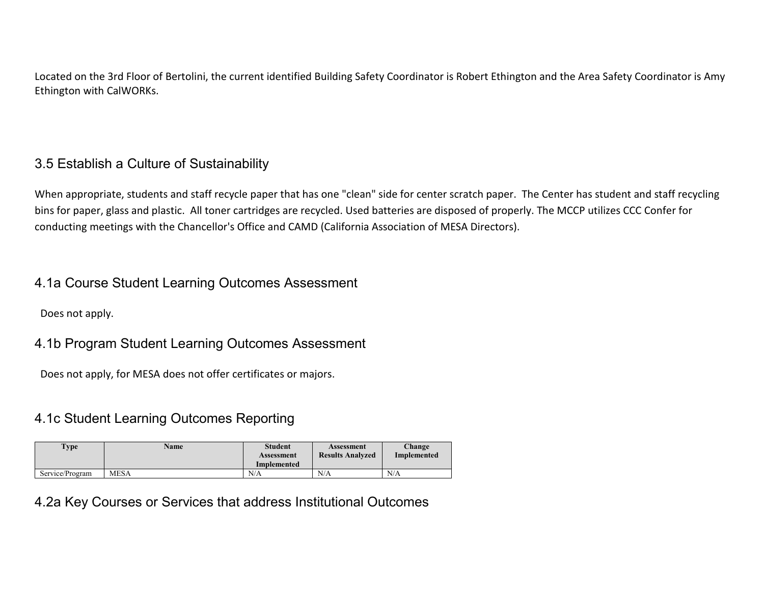Located on the 3rd Floor of Bertolini, the current identified Building Safety Coordinator is Robert Ethington and the Area Safety Coordinator is Amy Ethington with CalWORKs.

## 3.5 Establish a Culture of Sustainability

When appropriate, students and staff recycle paper that has one "clean" side for center scratch paper. The Center has student and staff recycling bins for paper, glass and plastic. All toner cartridges are recycled. Used batteries are disposed of properly. The MCCP utilizes CCC Confer for conducting meetings with the Chancellor's Office and CAMD (California Association of MESA Directors).

## 4.1a Course Student Learning Outcomes Assessment

Does not apply.

## 4.1b Program Student Learning Outcomes Assessment

Does not apply, for MESA does not offer certificates or majors.

## 4.1c Student Learning Outcomes Reporting

| Type | Name | Student Assessment Implemented | Assessment Results Analyzed | Change Implemented |
|---|---|---|---|---|
| Service/Program | MESA | N/A | N/A | N/A |

## 4.2a Key Courses or Services that address Institutional Outcomes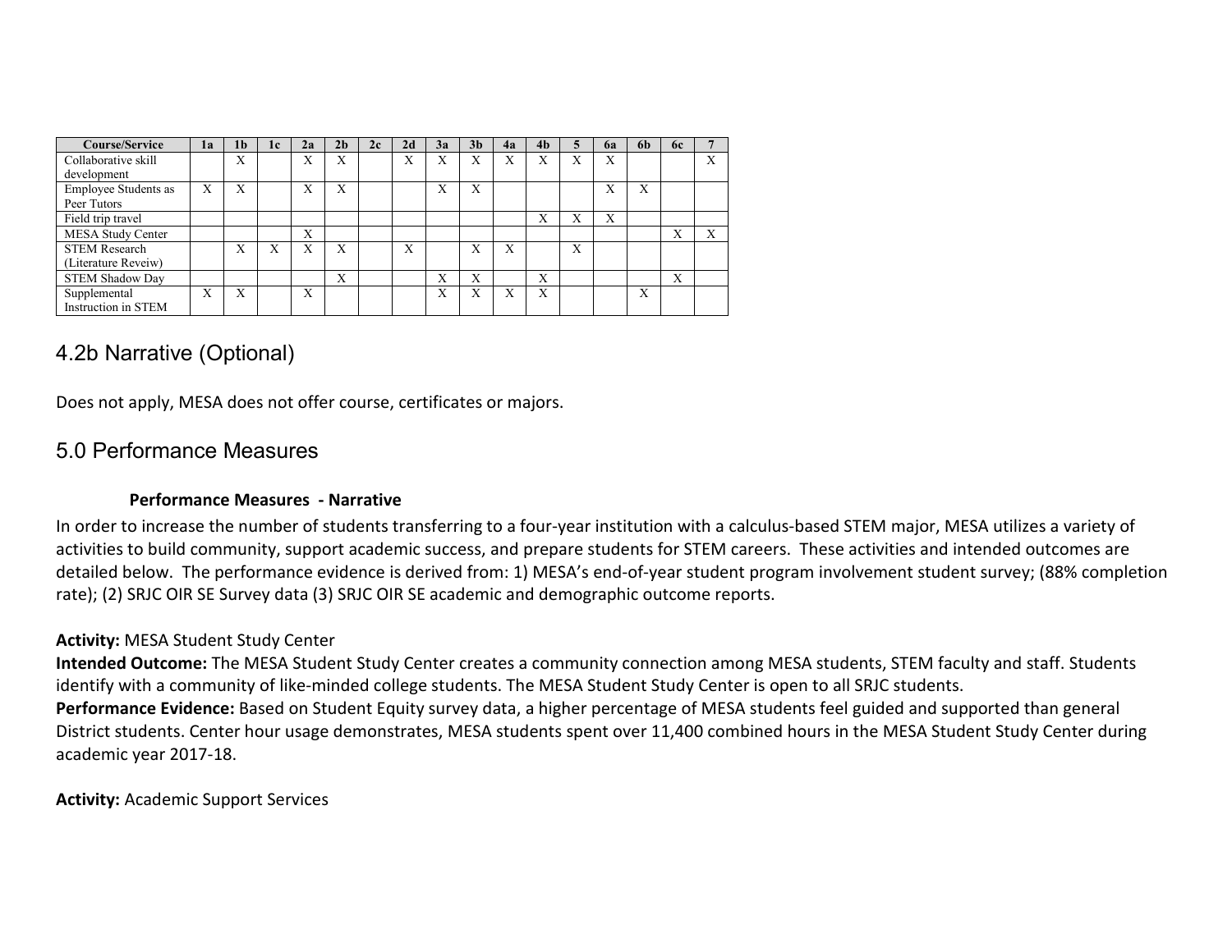| Course/Service | 1a | 1b | 1c | 2a | 2b | 2c | 2d | 3a | 3b | 4a | 4b | 5 | 6a | 6b | 6c | 7 |
|---|---|---|---|---|---|---|---|---|---|---|---|---|---|---|---|---|
| Collaborative skill development | | X | | X | X | | X | X | X | X | X | X | X | | | X |
| Employee Students as Peer Tutors | X | X | | X | X | | | X | X | | | | X | X | | |
| Field trip travel | | | | | | | | | | | X | X | X | | | |
| MESA Study Center | | | | X | | | | | | | | | | | X | X |
| STEM Research (Literature Reveiw) | | X | X | X | X | | X | | X | X | | X | | | | |
| STEM Shadow Day | | | | | X | | | X | X | | X | | | | X | |
| Supplemental Instruction in STEM | X | X | | X | | | | X | X | X | X | | | X | | |

## 4.2b Narrative (Optional)

Does not apply, MESA does not offer course, certificates or majors.

## 5.0 Performance Measures

### Performance Measures - Narrative

In order to increase the number of students transferring to a four-year institution with a calculus-based STEM major, MESA utilizes a variety of activities to build community, support academic success, and prepare students for STEM careers. These activities and intended outcomes are detailed below. The performance evidence is derived from: 1) MESA's end-of-year student program involvement student survey; (88% completion rate); (2) SRJC OIR SE Survey data (3) SRJC OIR SE academic and demographic outcome reports.

**Activity:** MESA Student Study Center

**Intended Outcome:** The MESA Student Study Center creates a community connection among MESA students, STEM faculty and staff. Students identify with a community of like-minded college students. The MESA Student Study Center is open to all SRJC students.

**Performance Evidence:** Based on Student Equity survey data, a higher percentage of MESA students feel guided and supported than general District students. Center hour usage demonstrates, MESA students spent over 11,400 combined hours in the MESA Student Study Center during academic year 2017-18.

**Activity:** Academic Support Services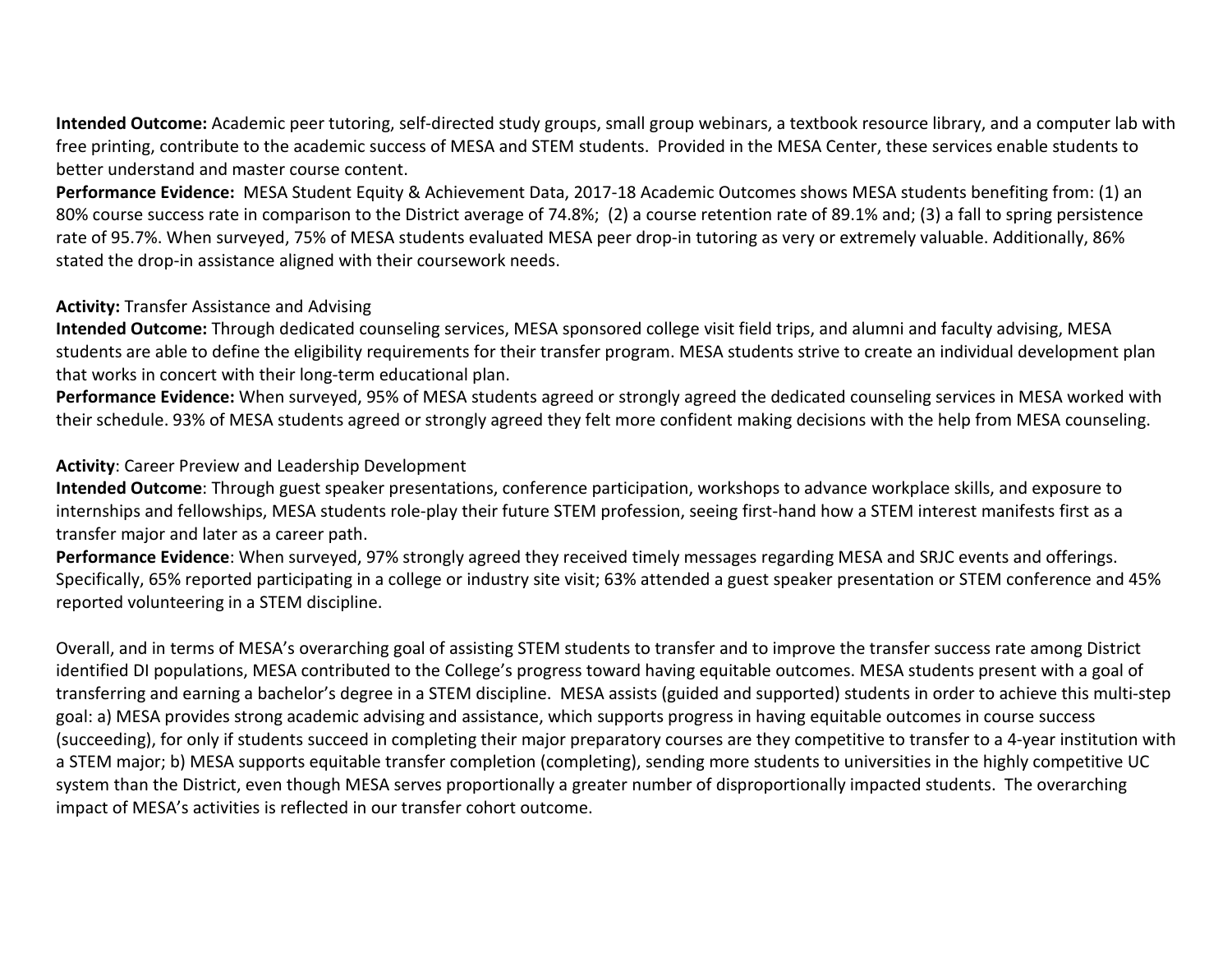**Intended Outcome:** Academic peer tutoring, self-directed study groups, small group webinars, a textbook resource library, and a computer lab with free printing, contribute to the academic success of MESA and STEM students. Provided in the MESA Center, these services enable students to better understand and master course content.
**Performance Evidence:** MESA Student Equity & Achievement Data, 2017-18 Academic Outcomes shows MESA students benefiting from: (1) an 80% course success rate in comparison to the District average of 74.8%; (2) a course retention rate of 89.1% and; (3) a fall to spring persistence rate of 95.7%. When surveyed, 75% of MESA students evaluated MESA peer drop-in tutoring as very or extremely valuable. Additionally, 86% stated the drop-in assistance aligned with their coursework needs.

**Activity:** Transfer Assistance and Advising
**Intended Outcome:** Through dedicated counseling services, MESA sponsored college visit field trips, and alumni and faculty advising, MESA students are able to define the eligibility requirements for their transfer program. MESA students strive to create an individual development plan that works in concert with their long-term educational plan.
**Performance Evidence:** When surveyed, 95% of MESA students agreed or strongly agreed the dedicated counseling services in MESA worked with their schedule. 93% of MESA students agreed or strongly agreed they felt more confident making decisions with the help from MESA counseling.

**Activity**: Career Preview and Leadership Development
**Intended Outcome**: Through guest speaker presentations, conference participation, workshops to advance workplace skills, and exposure to internships and fellowships, MESA students role-play their future STEM profession, seeing first-hand how a STEM interest manifests first as a transfer major and later as a career path.
**Performance Evidence**: When surveyed, 97% strongly agreed they received timely messages regarding MESA and SRJC events and offerings. Specifically, 65% reported participating in a college or industry site visit; 63% attended a guest speaker presentation or STEM conference and 45% reported volunteering in a STEM discipline.

Overall, and in terms of MESA's overarching goal of assisting STEM students to transfer and to improve the transfer success rate among District identified DI populations, MESA contributed to the College's progress toward having equitable outcomes. MESA students present with a goal of transferring and earning a bachelor's degree in a STEM discipline. MESA assists (guided and supported) students in order to achieve this multi-step goal: a) MESA provides strong academic advising and assistance, which supports progress in having equitable outcomes in course success (succeeding), for only if students succeed in completing their major preparatory courses are they competitive to transfer to a 4-year institution with a STEM major; b) MESA supports equitable transfer completion (completing), sending more students to universities in the highly competitive UC system than the District, even though MESA serves proportionally a greater number of disproportionally impacted students. The overarching impact of MESA's activities is reflected in our transfer cohort outcome.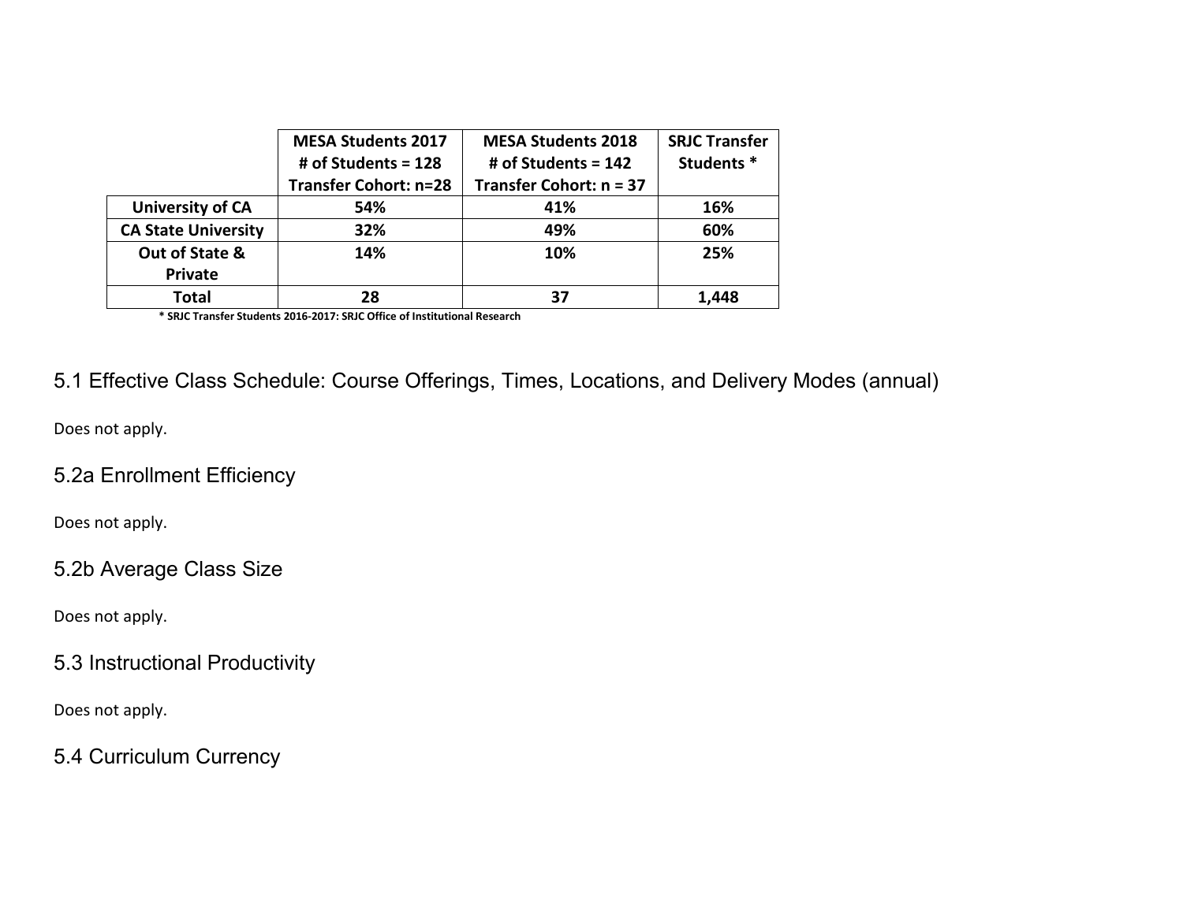| | MESA Students 2017<br># of Students = 128<br>Transfer Cohort: n=28 | MESA Students 2018<br># of Students = 142<br>Transfer Cohort: n = 37 | SRJC Transfer Students * |
|---|---|---|---|
| **University of CA** | **54%** | **41%** | **16%** |
| **CA State University** | **32%** | **49%** | **60%** |
| **Out of State & Private** | **14%** | **10%** | **25%** |
| **Total** | **28** | **37** | **1,448** |

**\* SRJC Transfer Students 2016-2017: SRJC Office of Institutional Research**

## 5.1 Effective Class Schedule: Course Offerings, Times, Locations, and Delivery Modes (annual)

Does not apply.

## 5.2a Enrollment Efficiency

Does not apply.

## 5.2b Average Class Size

Does not apply.

## 5.3 Instructional Productivity

Does not apply.

## 5.4 Curriculum Currency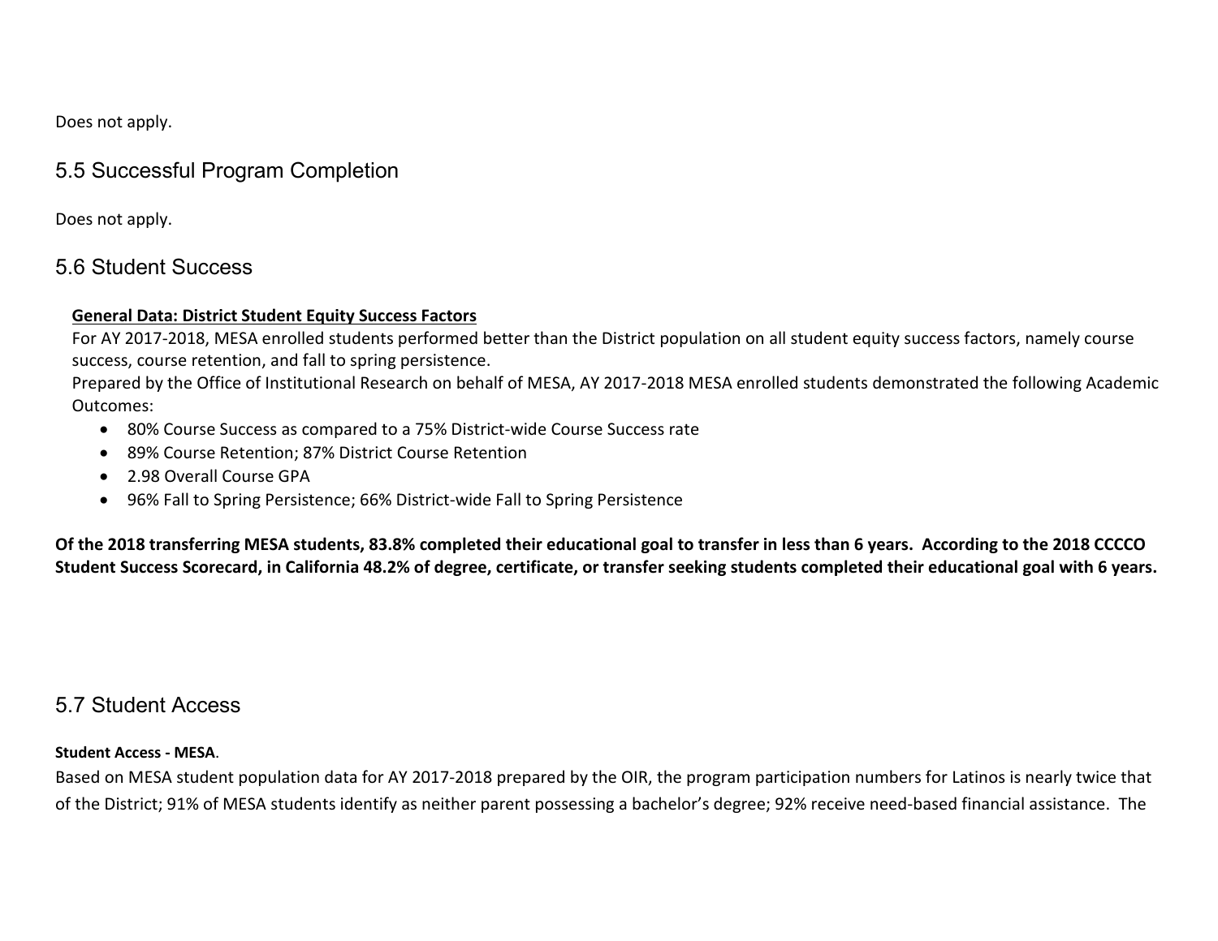Does not apply.

## 5.5 Successful Program Completion

Does not apply.

## 5.6 Student Success

**General Data: District Student Equity Success Factors**

For AY 2017-2018, MESA enrolled students performed better than the District population on all student equity success factors, namely course success, course retention, and fall to spring persistence.

Prepared by the Office of Institutional Research on behalf of MESA, AY 2017-2018 MESA enrolled students demonstrated the following Academic Outcomes:

- 80% Course Success as compared to a 75% District-wide Course Success rate
- 89% Course Retention; 87% District Course Retention
- 2.98 Overall Course GPA
- 96% Fall to Spring Persistence; 66% District-wide Fall to Spring Persistence

**Of the 2018 transferring MESA students, 83.8% completed their educational goal to transfer in less than 6 years. According to the 2018 CCCCO Student Success Scorecard, in California 48.2% of degree, certificate, or transfer seeking students completed their educational goal with 6 years.**

## 5.7 Student Access

**Student Access - MESA**.

Based on MESA student population data for AY 2017-2018 prepared by the OIR, the program participation numbers for Latinos is nearly twice that of the District; 91% of MESA students identify as neither parent possessing a bachelor's degree; 92% receive need-based financial assistance. The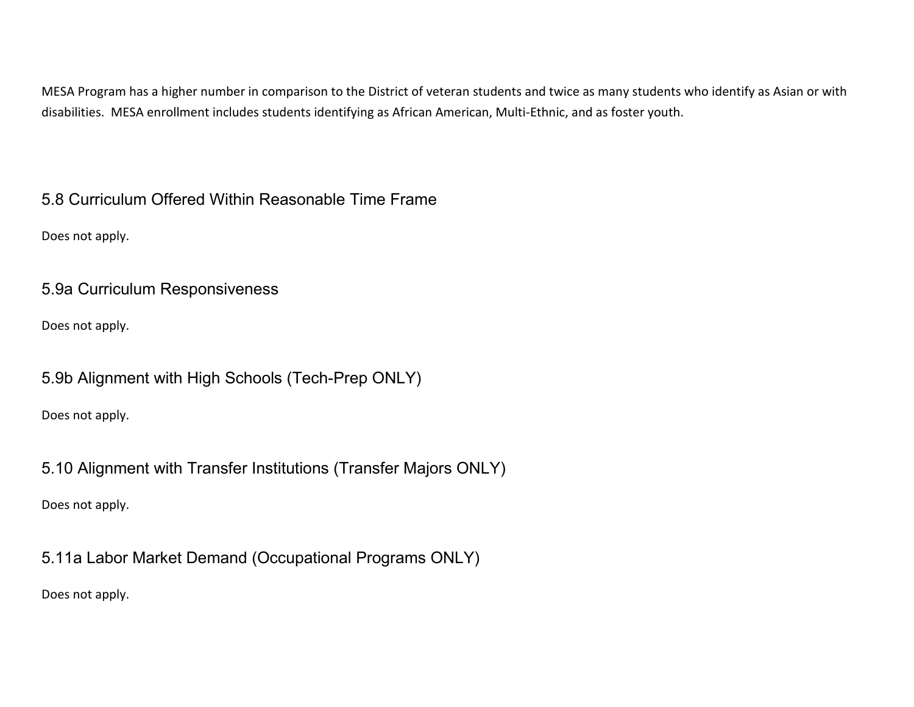MESA Program has a higher number in comparison to the District of veteran students and twice as many students who identify as Asian or with disabilities. MESA enrollment includes students identifying as African American, Multi-Ethnic, and as foster youth.

## 5.8 Curriculum Offered Within Reasonable Time Frame

Does not apply.

## 5.9a Curriculum Responsiveness

Does not apply.

## 5.9b Alignment with High Schools (Tech-Prep ONLY)

Does not apply.

## 5.10 Alignment with Transfer Institutions (Transfer Majors ONLY)

Does not apply.

## 5.11a Labor Market Demand (Occupational Programs ONLY)

Does not apply.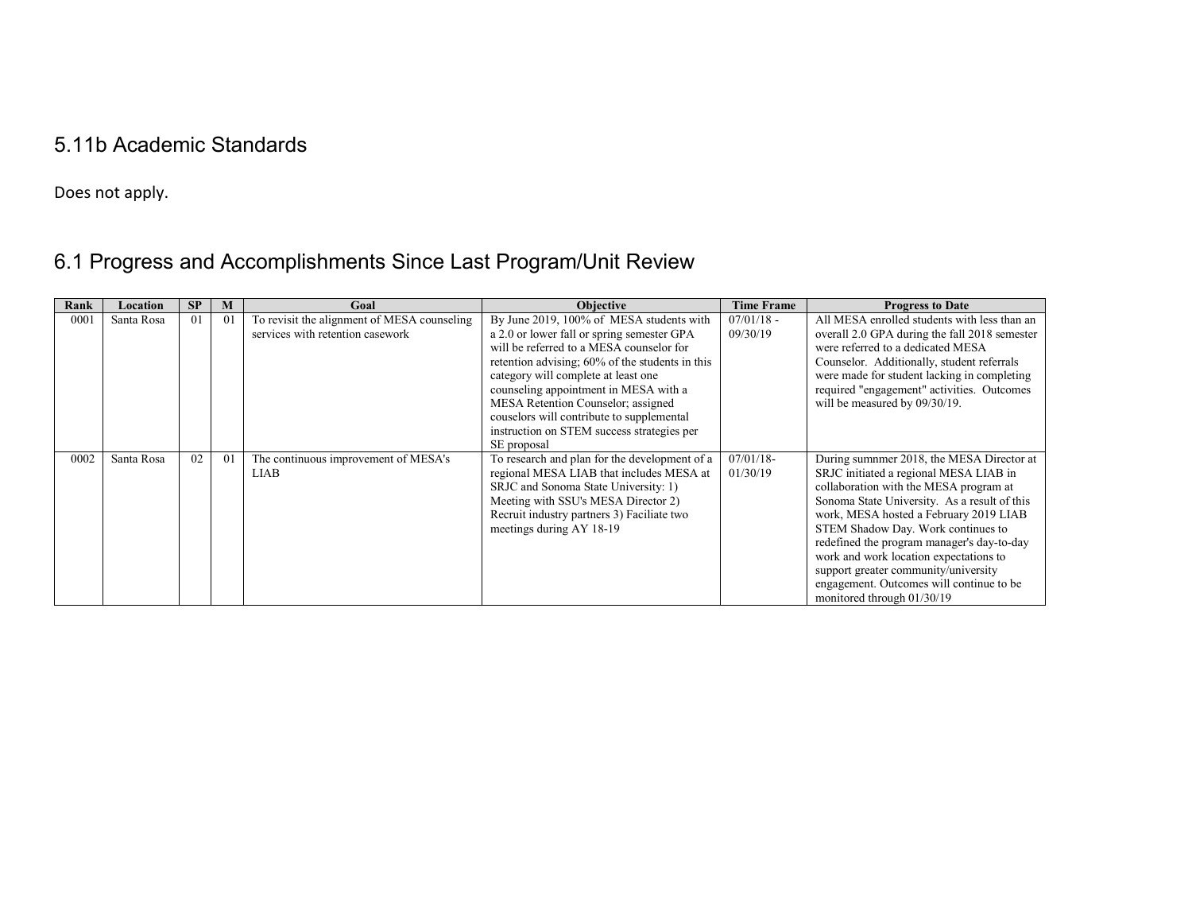## 5.11b Academic Standards

Does not apply.

## 6.1 Progress and Accomplishments Since Last Program/Unit Review

| Rank | Location | SP | M | Goal | Objective | Time Frame | Progress to Date |
|---|---|---|---|---|---|---|---|
| 0001 | Santa Rosa | 01 | 01 | To revisit the alignment of MESA counseling services with retention casework | By June 2019, 100% of MESA students with a 2.0 or lower fall or spring semester GPA will be referred to a MESA counselor for retention advising; 60% of the students in this category will complete at least one counseling appointment in MESA with a MESA Retention Counselor; assigned couselors will contribute to supplemental instruction on STEM success strategies per SE proposal | 07/01/18 - 09/30/19 | All MESA enrolled students with less than an overall 2.0 GPA during the fall 2018 semester were referred to a dedicated MESA Counselor. Additionally, student referrals were made for student lacking in completing required "engagement" activities. Outcomes will be measured by 09/30/19. |
| 0002 | Santa Rosa | 02 | 01 | The continuous improvement of MESA's LIAB | To research and plan for the development of a regional MESA LIAB that includes MESA at SRJC and Sonoma State University: 1) Meeting with SSU's MESA Director 2) Recruit industry partners 3) Faciliate two meetings during AY 18-19 | 07/01/18- 01/30/19 | During sumnmer 2018, the MESA Director at SRJC initiated a regional MESA LIAB in collaboration with the MESA program at Sonoma State University. As a result of this work, MESA hosted a February 2019 LIAB STEM Shadow Day. Work continues to redefined the program manager's day-to-day work and work location expectations to support greater community/university engagement. Outcomes will continue to be monitored through 01/30/19 |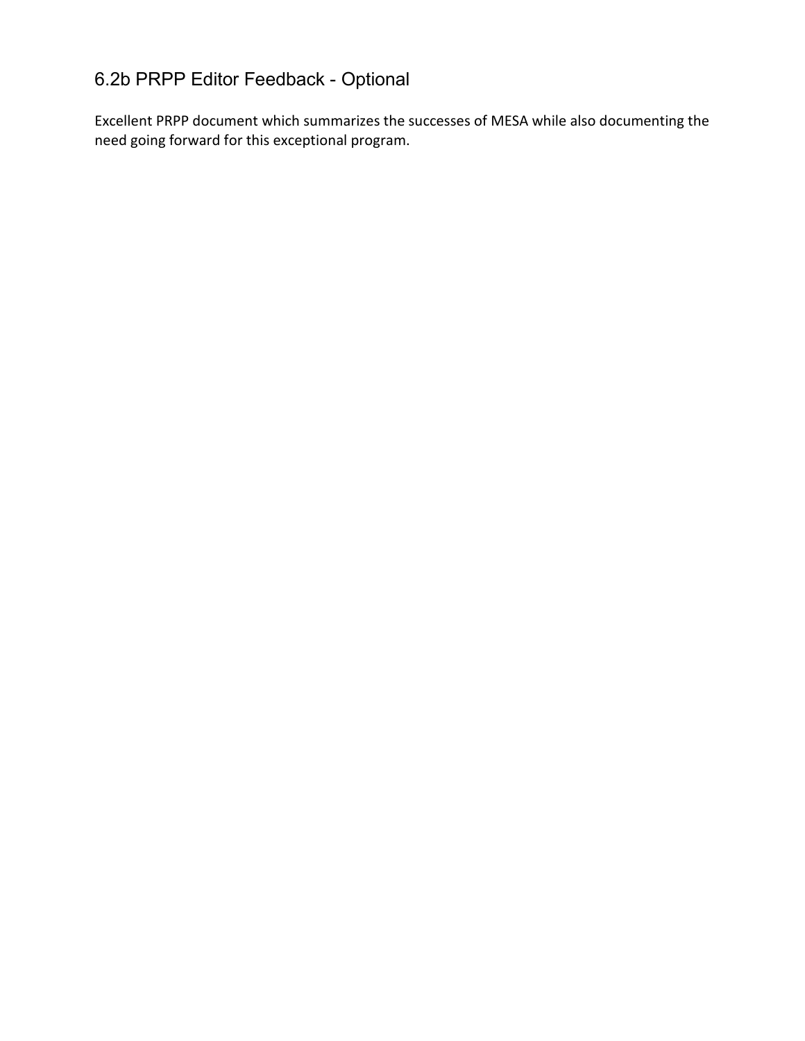## 6.2b PRPP Editor Feedback - Optional

Excellent PRPP document which summarizes the successes of MESA while also documenting the need going forward for this exceptional program.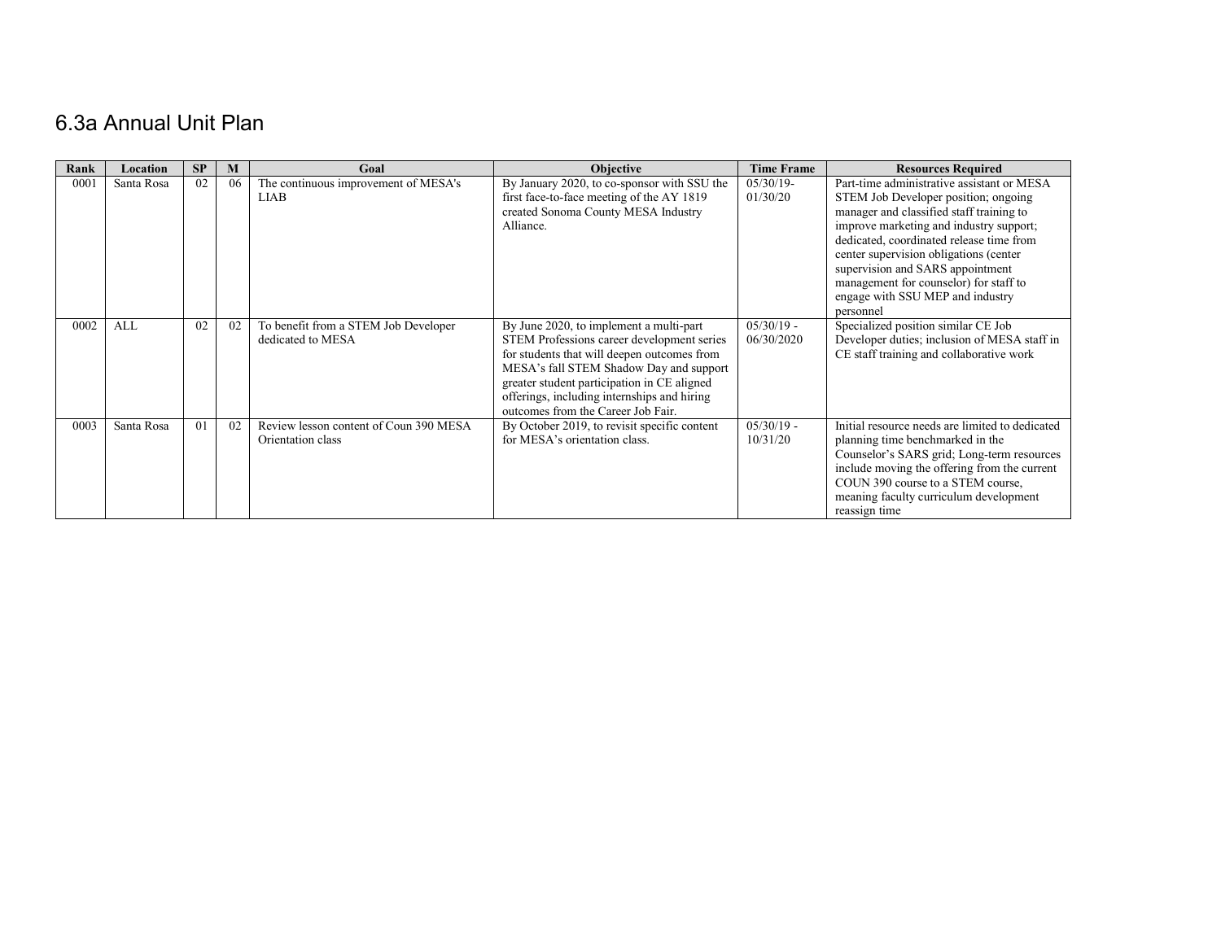## 6.3a Annual Unit Plan

| Rank | Location | SP | M | Goal | Objective | Time Frame | Resources Required |
|---|---|---|---|---|---|---|---|
| 0001 | Santa Rosa | 02 | 06 | The continuous improvement of MESA's LIAB | By January 2020, to co-sponsor with SSU the first face-to-face meeting of the AY 1819 created Sonoma County MESA Industry Alliance. | 05/30/19-01/30/20 | Part-time administrative assistant or MESA STEM Job Developer position; ongoing manager and classified staff training to improve marketing and industry support; dedicated, coordinated release time from center supervision obligations (center supervision and SARS appointment management for counselor) for staff to engage with SSU MEP and industry personnel |
| 0002 | ALL | 02 | 02 | To benefit from a STEM Job Developer dedicated to MESA | By June 2020, to implement a multi-part STEM Professions career development series for students that will deepen outcomes from MESA's fall STEM Shadow Day and support greater student participation in CE aligned offerings, including internships and hiring outcomes from the Career Job Fair. | 05/30/19 - 06/30/2020 | Specialized position similar CE Job Developer duties; inclusion of MESA staff in CE staff training and collaborative work |
| 0003 | Santa Rosa | 01 | 02 | Review lesson content of Coun 390 MESA Orientation class | By October 2019, to revisit specific content for MESA's orientation class. | 05/30/19 - 10/31/20 | Initial resource needs are limited to dedicated planning time benchmarked in the Counselor's SARS grid; Long-term resources include moving the offering from the current COUN 390 course to a STEM course, meaning faculty curriculum development reassign time |